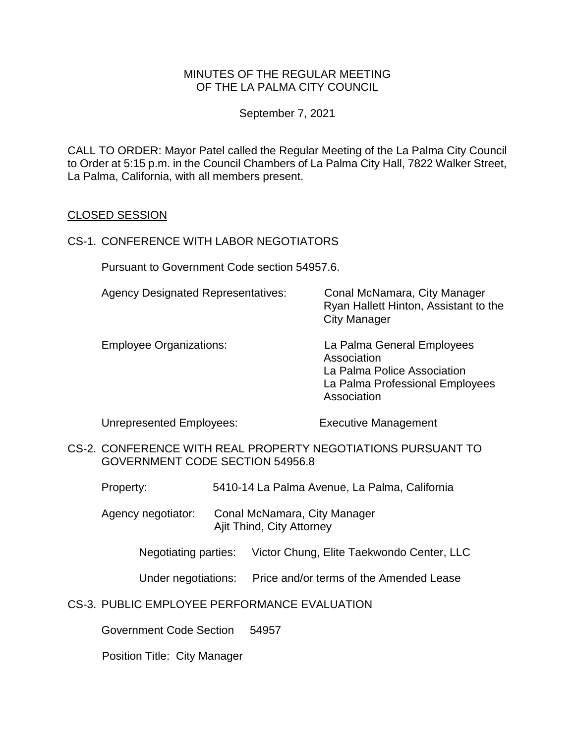# MINUTES OF THE REGULAR MEETING OF THE LA PALMA CITY COUNCIL

September 7, 2021

CALL TO ORDER: Mayor Patel called the Regular Meeting of the La Palma City Council to Order at 5:15 p.m. in the Council Chambers of La Palma City Hall, 7822 Walker Street, La Palma, California, with all members present.

## CLOSED SESSION

CS-1. CONFERENCE WITH LABOR NEGOTIATORS

Pursuant to Government Code section 54957.6.

Agency Designated Representatives: Conal McNamara, City Manager
Ryan Hallett Hinton, Assistant to the City Manager

Employee Organizations: La Palma General Employees Association
La Palma Police Association
La Palma Professional Employees Association

Unrepresented Employees: Executive Management

CS-2. CONFERENCE WITH REAL PROPERTY NEGOTIATIONS PURSUANT TO GOVERNMENT CODE SECTION 54956.8

Property: 5410-14 La Palma Avenue, La Palma, California

Agency negotiator: Conal McNamara, City Manager
Ajit Thind, City Attorney

Negotiating parties: Victor Chung, Elite Taekwondo Center, LLC

Under negotiations: Price and/or terms of the Amended Lease

CS-3. PUBLIC EMPLOYEE PERFORMANCE EVALUATION

Government Code Section 54957

Position Title: City Manager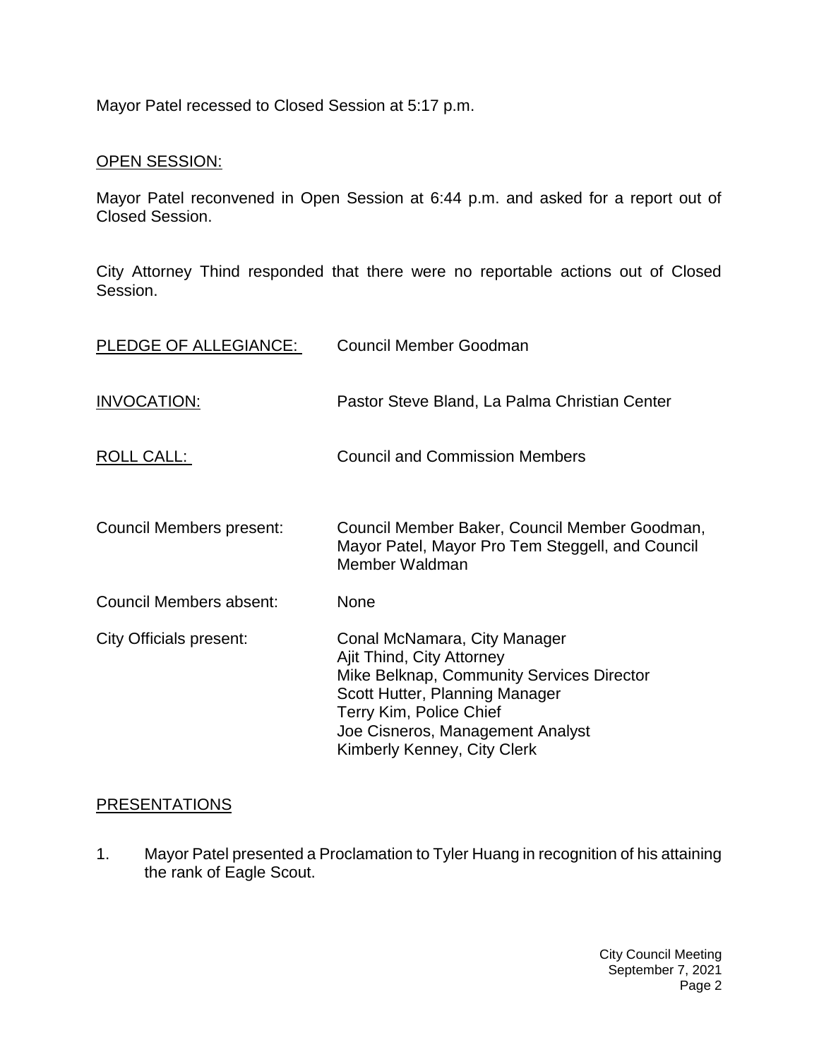Mayor Patel recessed to Closed Session at 5:17 p.m.

## OPEN SESSION:

Mayor Patel reconvened in Open Session at 6:44 p.m. and asked for a report out of Closed Session.

City Attorney Thind responded that there were no reportable actions out of Closed Session.

PLEDGE OF ALLEGIANCE: Council Member Goodman

INVOCATION: Pastor Steve Bland, La Palma Christian Center

ROLL CALL: Council and Commission Members

Council Members present: Council Member Baker, Council Member Goodman, Mayor Patel, Mayor Pro Tem Steggell, and Council Member Waldman

Council Members absent: None

City Officials present:
Conal McNamara, City Manager
Ajit Thind, City Attorney
Mike Belknap, Community Services Director
Scott Hutter, Planning Manager
Terry Kim, Police Chief
Joe Cisneros, Management Analyst
Kimberly Kenney, City Clerk

## PRESENTATIONS

1. Mayor Patel presented a Proclamation to Tyler Huang in recognition of his attaining the rank of Eagle Scout.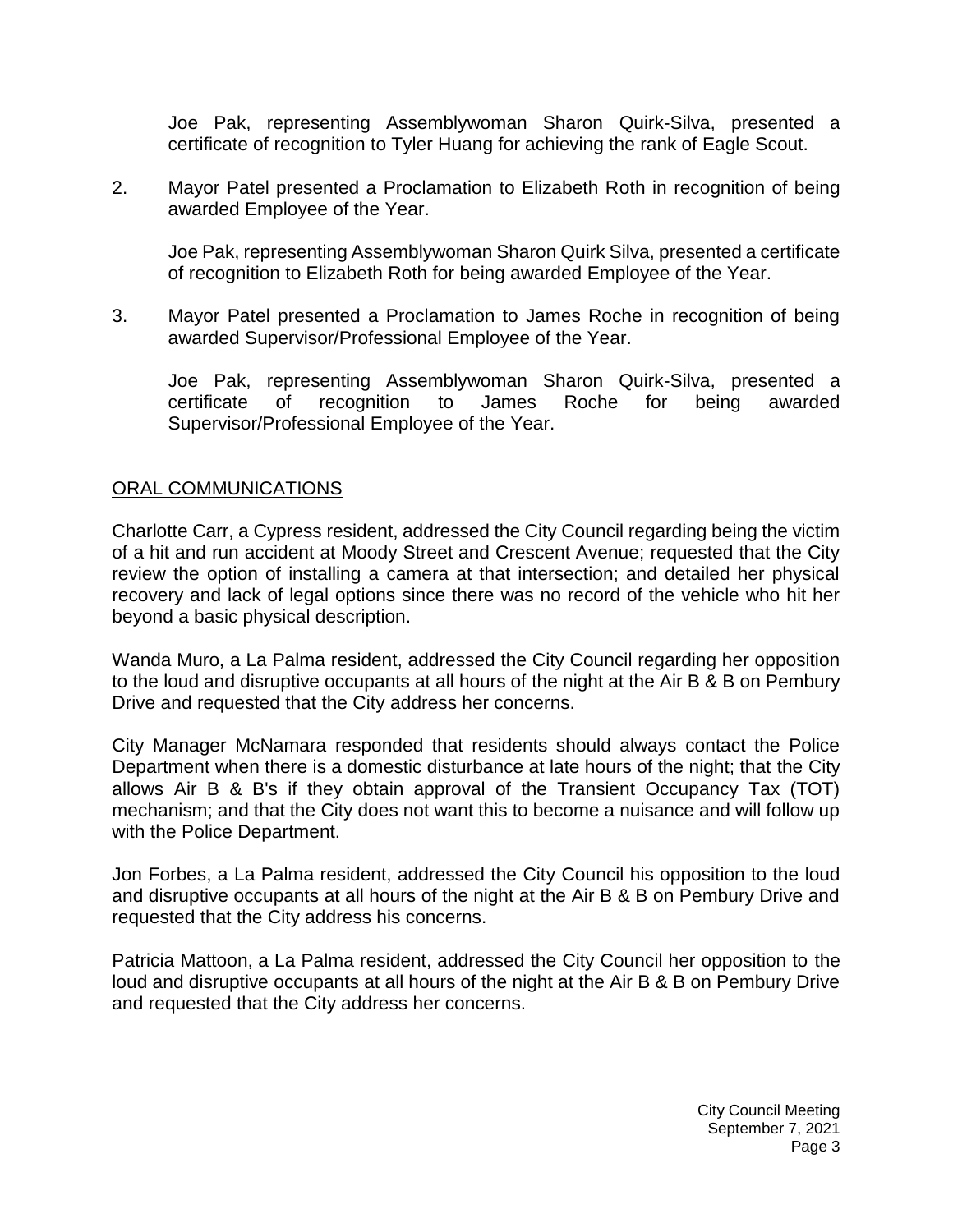Joe Pak, representing Assemblywoman Sharon Quirk-Silva, presented a certificate of recognition to Tyler Huang for achieving the rank of Eagle Scout.

2. Mayor Patel presented a Proclamation to Elizabeth Roth in recognition of being awarded Employee of the Year.

   Joe Pak, representing Assemblywoman Sharon Quirk Silva, presented a certificate of recognition to Elizabeth Roth for being awarded Employee of the Year.

3. Mayor Patel presented a Proclamation to James Roche in recognition of being awarded Supervisor/Professional Employee of the Year.

   Joe Pak, representing Assemblywoman Sharon Quirk-Silva, presented a certificate of recognition to James Roche for being awarded Supervisor/Professional Employee of the Year.

## ORAL COMMUNICATIONS

Charlotte Carr, a Cypress resident, addressed the City Council regarding being the victim of a hit and run accident at Moody Street and Crescent Avenue; requested that the City review the option of installing a camera at that intersection; and detailed her physical recovery and lack of legal options since there was no record of the vehicle who hit her beyond a basic physical description.

Wanda Muro, a La Palma resident, addressed the City Council regarding her opposition to the loud and disruptive occupants at all hours of the night at the Air B & B on Pembury Drive and requested that the City address her concerns.

City Manager McNamara responded that residents should always contact the Police Department when there is a domestic disturbance at late hours of the night; that the City allows Air B & B's if they obtain approval of the Transient Occupancy Tax (TOT) mechanism; and that the City does not want this to become a nuisance and will follow up with the Police Department.

Jon Forbes, a La Palma resident, addressed the City Council his opposition to the loud and disruptive occupants at all hours of the night at the Air B & B on Pembury Drive and requested that the City address his concerns.

Patricia Mattoon, a La Palma resident, addressed the City Council her opposition to the loud and disruptive occupants at all hours of the night at the Air B & B on Pembury Drive and requested that the City address her concerns.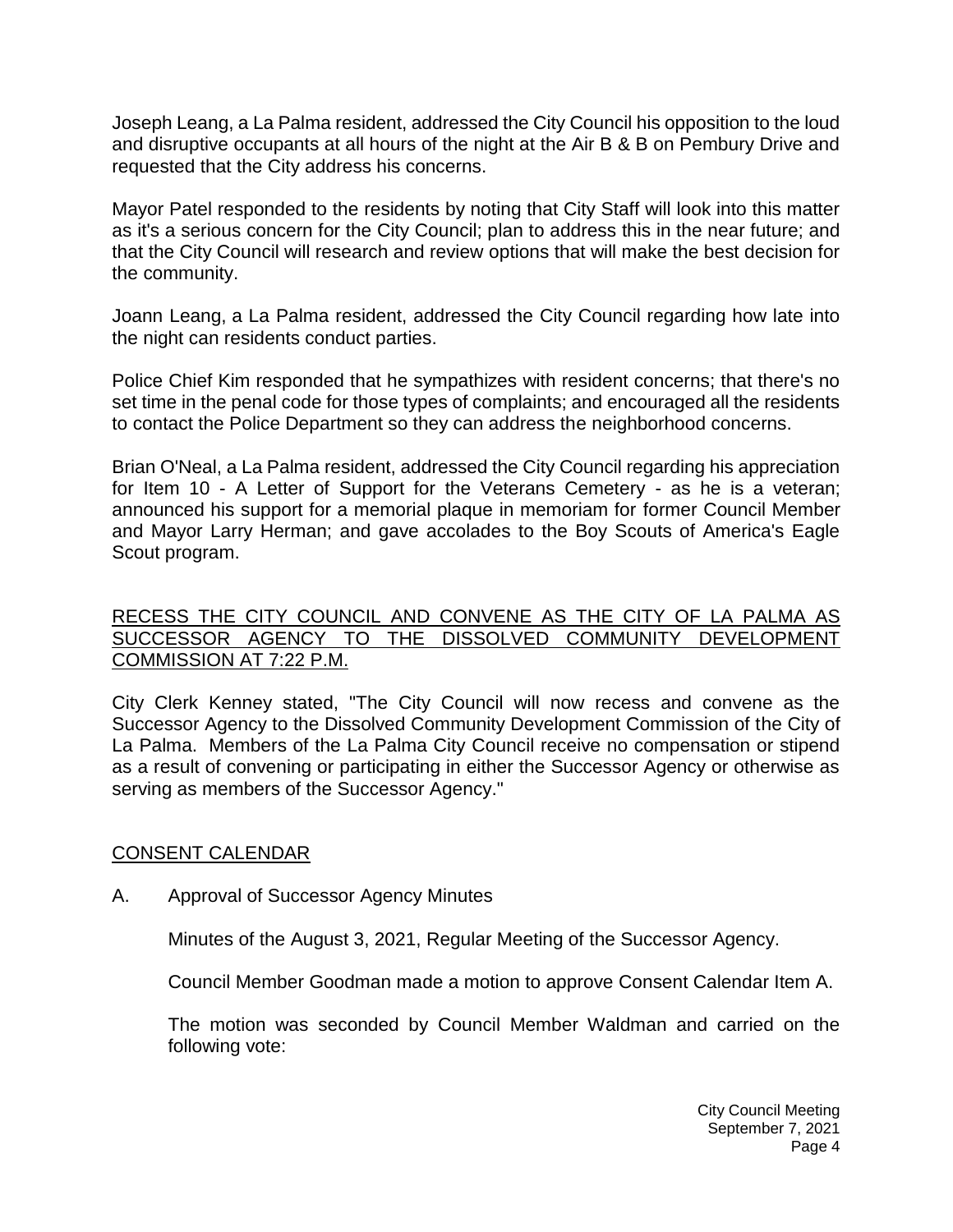Joseph Leang, a La Palma resident, addressed the City Council his opposition to the loud and disruptive occupants at all hours of the night at the Air B & B on Pembury Drive and requested that the City address his concerns.

Mayor Patel responded to the residents by noting that City Staff will look into this matter as it's a serious concern for the City Council; plan to address this in the near future; and that the City Council will research and review options that will make the best decision for the community.

Joann Leang, a La Palma resident, addressed the City Council regarding how late into the night can residents conduct parties.

Police Chief Kim responded that he sympathizes with resident concerns; that there's no set time in the penal code for those types of complaints; and encouraged all the residents to contact the Police Department so they can address the neighborhood concerns.

Brian O'Neal, a La Palma resident, addressed the City Council regarding his appreciation for Item 10 - A Letter of Support for the Veterans Cemetery - as he is a veteran; announced his support for a memorial plaque in memoriam for former Council Member and Mayor Larry Herman; and gave accolades to the Boy Scouts of America's Eagle Scout program.

## RECESS THE CITY COUNCIL AND CONVENE AS THE CITY OF LA PALMA AS SUCCESSOR AGENCY TO THE DISSOLVED COMMUNITY DEVELOPMENT COMMISSION AT 7:22 P.M.

City Clerk Kenney stated, "The City Council will now recess and convene as the Successor Agency to the Dissolved Community Development Commission of the City of La Palma. Members of the La Palma City Council receive no compensation or stipend as a result of convening or participating in either the Successor Agency or otherwise as serving as members of the Successor Agency."

## CONSENT CALENDAR

A. Approval of Successor Agency Minutes

Minutes of the August 3, 2021, Regular Meeting of the Successor Agency.

Council Member Goodman made a motion to approve Consent Calendar Item A.

The motion was seconded by Council Member Waldman and carried on the following vote: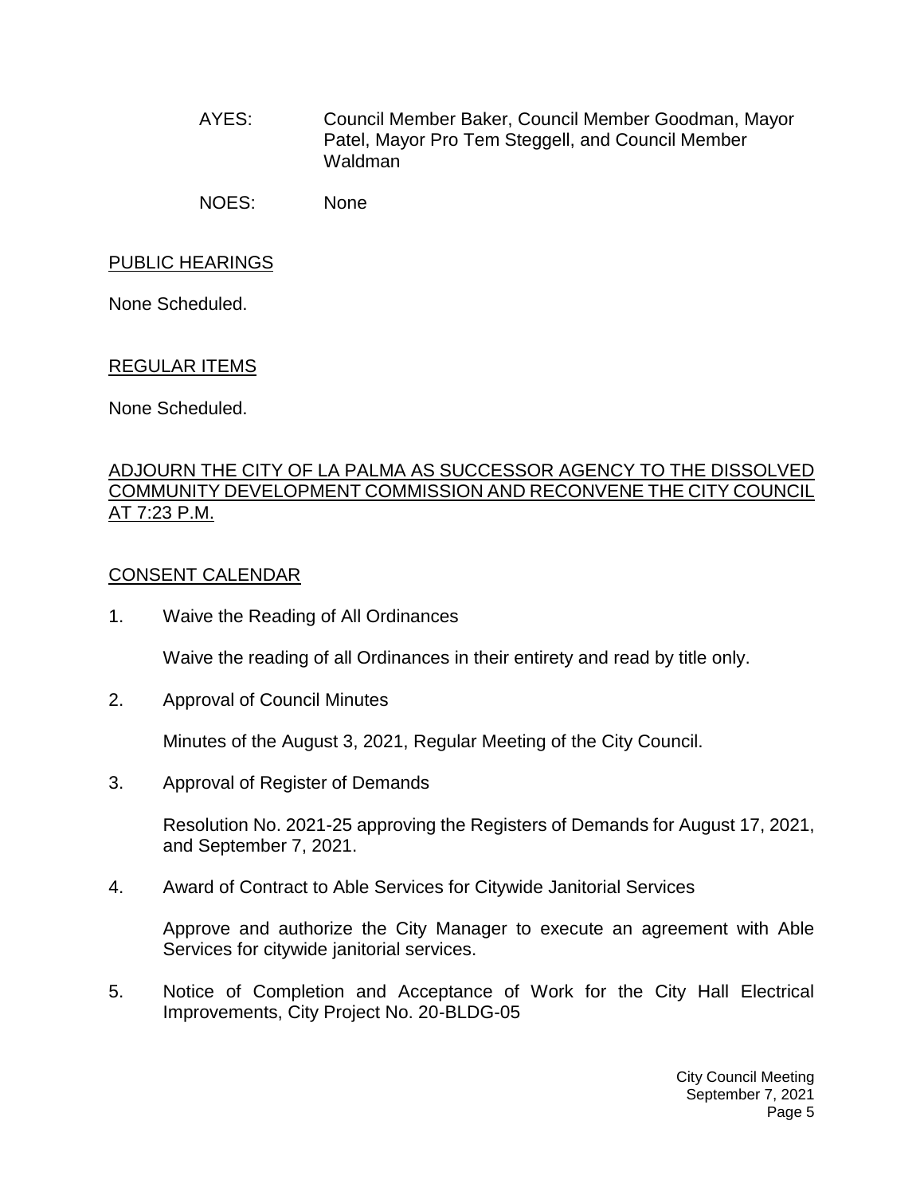AYES: Council Member Baker, Council Member Goodman, Mayor Patel, Mayor Pro Tem Steggell, and Council Member Waldman

NOES: None

PUBLIC HEARINGS

None Scheduled.

REGULAR ITEMS

None Scheduled.

ADJOURN THE CITY OF LA PALMA AS SUCCESSOR AGENCY TO THE DISSOLVED COMMUNITY DEVELOPMENT COMMISSION AND RECONVENE THE CITY COUNCIL AT 7:23 P.M.

CONSENT CALENDAR

1. Waive the Reading of All Ordinances

   Waive the reading of all Ordinances in their entirety and read by title only.

2. Approval of Council Minutes

   Minutes of the August 3, 2021, Regular Meeting of the City Council.

3. Approval of Register of Demands

   Resolution No. 2021-25 approving the Registers of Demands for August 17, 2021, and September 7, 2021.

4. Award of Contract to Able Services for Citywide Janitorial Services

   Approve and authorize the City Manager to execute an agreement with Able Services for citywide janitorial services.

5. Notice of Completion and Acceptance of Work for the City Hall Electrical Improvements, City Project No. 20-BLDG-05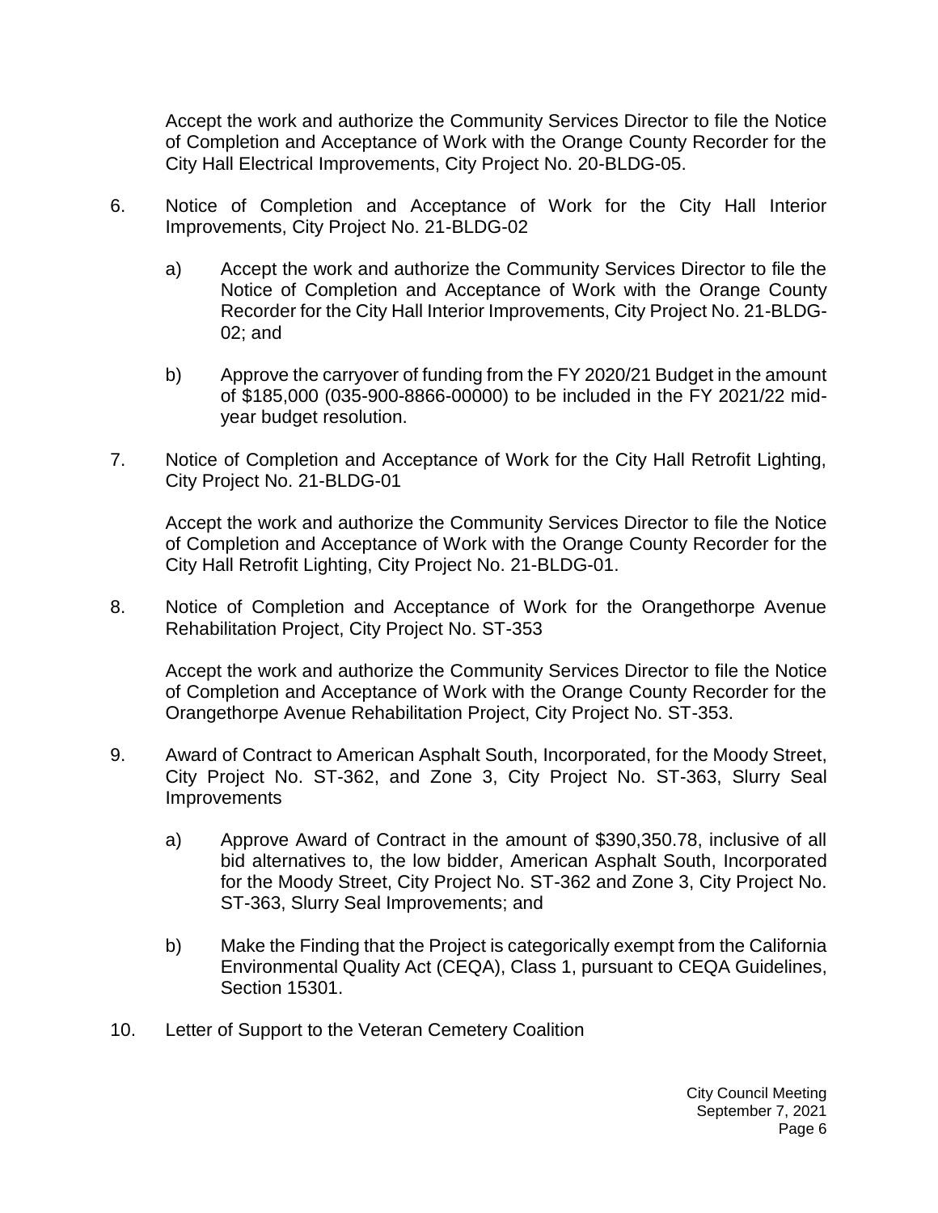Accept the work and authorize the Community Services Director to file the Notice of Completion and Acceptance of Work with the Orange County Recorder for the City Hall Electrical Improvements, City Project No. 20-BLDG-05.

6. Notice of Completion and Acceptance of Work for the City Hall Interior Improvements, City Project No. 21-BLDG-02

   a) Accept the work and authorize the Community Services Director to file the Notice of Completion and Acceptance of Work with the Orange County Recorder for the City Hall Interior Improvements, City Project No. 21-BLDG-02; and

   b) Approve the carryover of funding from the FY 2020/21 Budget in the amount of $185,000 (035-900-8866-00000) to be included in the FY 2021/22 mid-year budget resolution.

7. Notice of Completion and Acceptance of Work for the City Hall Retrofit Lighting, City Project No. 21-BLDG-01

   Accept the work and authorize the Community Services Director to file the Notice of Completion and Acceptance of Work with the Orange County Recorder for the City Hall Retrofit Lighting, City Project No. 21-BLDG-01.

8. Notice of Completion and Acceptance of Work for the Orangethorpe Avenue Rehabilitation Project, City Project No. ST-353

   Accept the work and authorize the Community Services Director to file the Notice of Completion and Acceptance of Work with the Orange County Recorder for the Orangethorpe Avenue Rehabilitation Project, City Project No. ST-353.

9. Award of Contract to American Asphalt South, Incorporated, for the Moody Street, City Project No. ST-362, and Zone 3, City Project No. ST-363, Slurry Seal Improvements

   a) Approve Award of Contract in the amount of $390,350.78, inclusive of all bid alternatives to, the low bidder, American Asphalt South, Incorporated for the Moody Street, City Project No. ST-362 and Zone 3, City Project No. ST-363, Slurry Seal Improvements; and

   b) Make the Finding that the Project is categorically exempt from the California Environmental Quality Act (CEQA), Class 1, pursuant to CEQA Guidelines, Section 15301.

10. Letter of Support to the Veteran Cemetery Coalition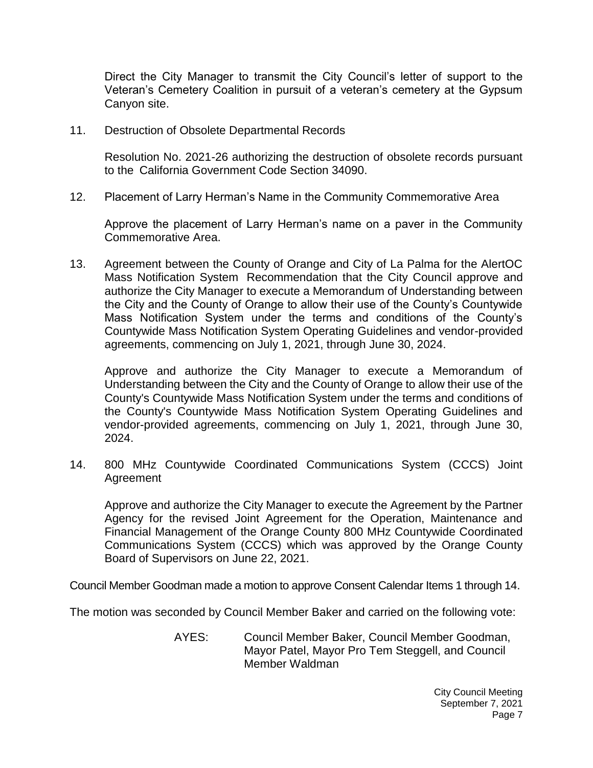Direct the City Manager to transmit the City Council's letter of support to the Veteran's Cemetery Coalition in pursuit of a veteran's cemetery at the Gypsum Canyon site.

11. Destruction of Obsolete Departmental Records

    Resolution No. 2021-26 authorizing the destruction of obsolete records pursuant to the California Government Code Section 34090.

12. Placement of Larry Herman's Name in the Community Commemorative Area

    Approve the placement of Larry Herman's name on a paver in the Community Commemorative Area.

13. Agreement between the County of Orange and City of La Palma for the AlertOC Mass Notification System Recommendation that the City Council approve and authorize the City Manager to execute a Memorandum of Understanding between the City and the County of Orange to allow their use of the County's Countywide Mass Notification System under the terms and conditions of the County's Countywide Mass Notification System Operating Guidelines and vendor-provided agreements, commencing on July 1, 2021, through June 30, 2024.

    Approve and authorize the City Manager to execute a Memorandum of Understanding between the City and the County of Orange to allow their use of the County's Countywide Mass Notification System under the terms and conditions of the County's Countywide Mass Notification System Operating Guidelines and vendor-provided agreements, commencing on July 1, 2021, through June 30, 2024.

14. 800 MHz Countywide Coordinated Communications System (CCCS) Joint Agreement

    Approve and authorize the City Manager to execute the Agreement by the Partner Agency for the revised Joint Agreement for the Operation, Maintenance and Financial Management of the Orange County 800 MHz Countywide Coordinated Communications System (CCCS) which was approved by the Orange County Board of Supervisors on June 22, 2021.

Council Member Goodman made a motion to approve Consent Calendar Items 1 through 14.

The motion was seconded by Council Member Baker and carried on the following vote:

AYES: Council Member Baker, Council Member Goodman, Mayor Patel, Mayor Pro Tem Steggell, and Council Member Waldman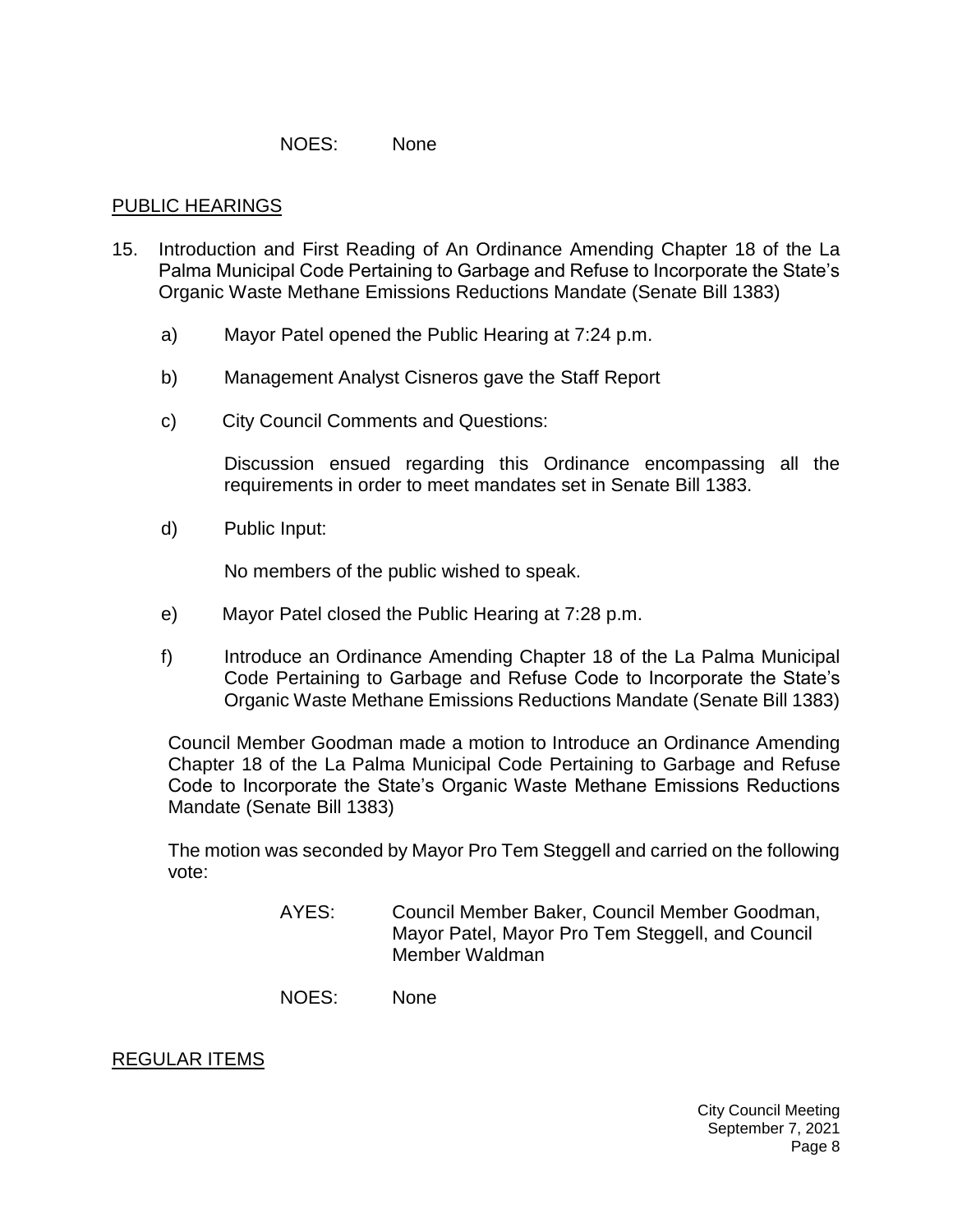NOES: None

PUBLIC HEARINGS

15. Introduction and First Reading of An Ordinance Amending Chapter 18 of the La Palma Municipal Code Pertaining to Garbage and Refuse to Incorporate the State's Organic Waste Methane Emissions Reductions Mandate (Senate Bill 1383)

    a) Mayor Patel opened the Public Hearing at 7:24 p.m.

    b) Management Analyst Cisneros gave the Staff Report

    c) City Council Comments and Questions:

       Discussion ensued regarding this Ordinance encompassing all the requirements in order to meet mandates set in Senate Bill 1383.

    d) Public Input:

       No members of the public wished to speak.

    e) Mayor Patel closed the Public Hearing at 7:28 p.m.

    f) Introduce an Ordinance Amending Chapter 18 of the La Palma Municipal Code Pertaining to Garbage and Refuse Code to Incorporate the State's Organic Waste Methane Emissions Reductions Mandate (Senate Bill 1383)

    Council Member Goodman made a motion to Introduce an Ordinance Amending Chapter 18 of the La Palma Municipal Code Pertaining to Garbage and Refuse Code to Incorporate the State's Organic Waste Methane Emissions Reductions Mandate (Senate Bill 1383)

    The motion was seconded by Mayor Pro Tem Steggell and carried on the following vote:

    AYES: Council Member Baker, Council Member Goodman, Mayor Patel, Mayor Pro Tem Steggell, and Council Member Waldman

    NOES: None

REGULAR ITEMS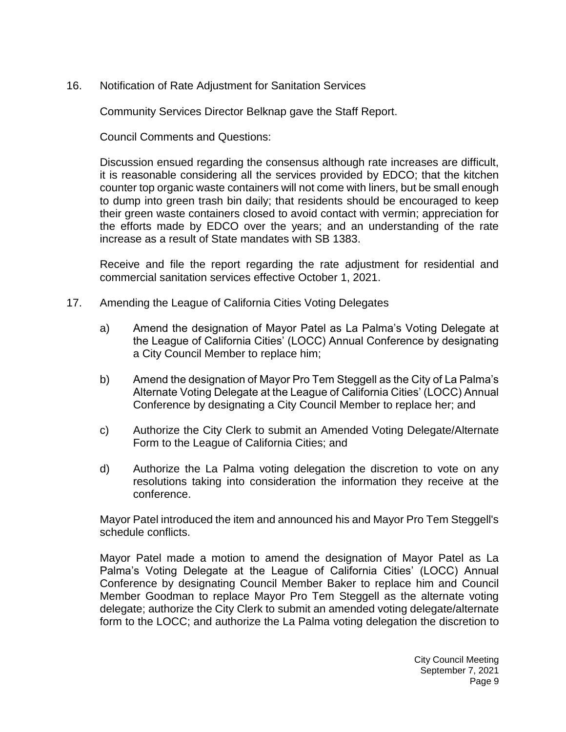16. Notification of Rate Adjustment for Sanitation Services

    Community Services Director Belknap gave the Staff Report.

    Council Comments and Questions:

    Discussion ensued regarding the consensus although rate increases are difficult, it is reasonable considering all the services provided by EDCO; that the kitchen counter top organic waste containers will not come with liners, but be small enough to dump into green trash bin daily; that residents should be encouraged to keep their green waste containers closed to avoid contact with vermin; appreciation for the efforts made by EDCO over the years; and an understanding of the rate increase as a result of State mandates with SB 1383.

    Receive and file the report regarding the rate adjustment for residential and commercial sanitation services effective October 1, 2021.

17. Amending the League of California Cities Voting Delegates

    a) Amend the designation of Mayor Patel as La Palma's Voting Delegate at the League of California Cities' (LOCC) Annual Conference by designating a City Council Member to replace him;

    b) Amend the designation of Mayor Pro Tem Steggell as the City of La Palma's Alternate Voting Delegate at the League of California Cities' (LOCC) Annual Conference by designating a City Council Member to replace her; and

    c) Authorize the City Clerk to submit an Amended Voting Delegate/Alternate Form to the League of California Cities; and

    d) Authorize the La Palma voting delegation the discretion to vote on any resolutions taking into consideration the information they receive at the conference.

    Mayor Patel introduced the item and announced his and Mayor Pro Tem Steggell's schedule conflicts.

    Mayor Patel made a motion to amend the designation of Mayor Patel as La Palma's Voting Delegate at the League of California Cities' (LOCC) Annual Conference by designating Council Member Baker to replace him and Council Member Goodman to replace Mayor Pro Tem Steggell as the alternate voting delegate; authorize the City Clerk to submit an amended voting delegate/alternate form to the LOCC; and authorize the La Palma voting delegation the discretion to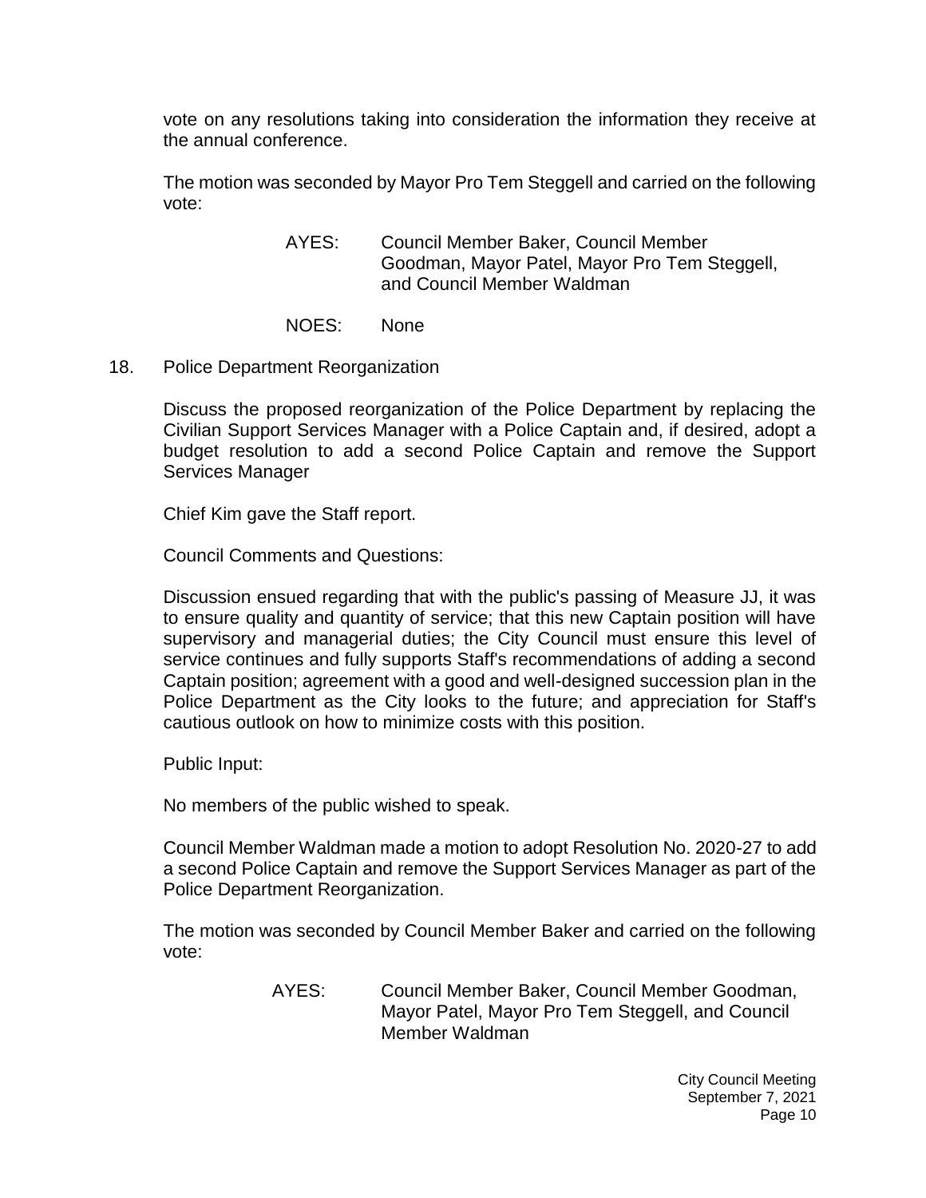vote on any resolutions taking into consideration the information they receive at the annual conference.

The motion was seconded by Mayor Pro Tem Steggell and carried on the following vote:

AYES: Council Member Baker, Council Member Goodman, Mayor Patel, Mayor Pro Tem Steggell, and Council Member Waldman

NOES: None

18. Police Department Reorganization

Discuss the proposed reorganization of the Police Department by replacing the Civilian Support Services Manager with a Police Captain and, if desired, adopt a budget resolution to add a second Police Captain and remove the Support Services Manager

Chief Kim gave the Staff report.

Council Comments and Questions:

Discussion ensued regarding that with the public's passing of Measure JJ, it was to ensure quality and quantity of service; that this new Captain position will have supervisory and managerial duties; the City Council must ensure this level of service continues and fully supports Staff's recommendations of adding a second Captain position; agreement with a good and well-designed succession plan in the Police Department as the City looks to the future; and appreciation for Staff's cautious outlook on how to minimize costs with this position.

Public Input:

No members of the public wished to speak.

Council Member Waldman made a motion to adopt Resolution No. 2020-27 to add a second Police Captain and remove the Support Services Manager as part of the Police Department Reorganization.

The motion was seconded by Council Member Baker and carried on the following vote:

AYES: Council Member Baker, Council Member Goodman, Mayor Patel, Mayor Pro Tem Steggell, and Council Member Waldman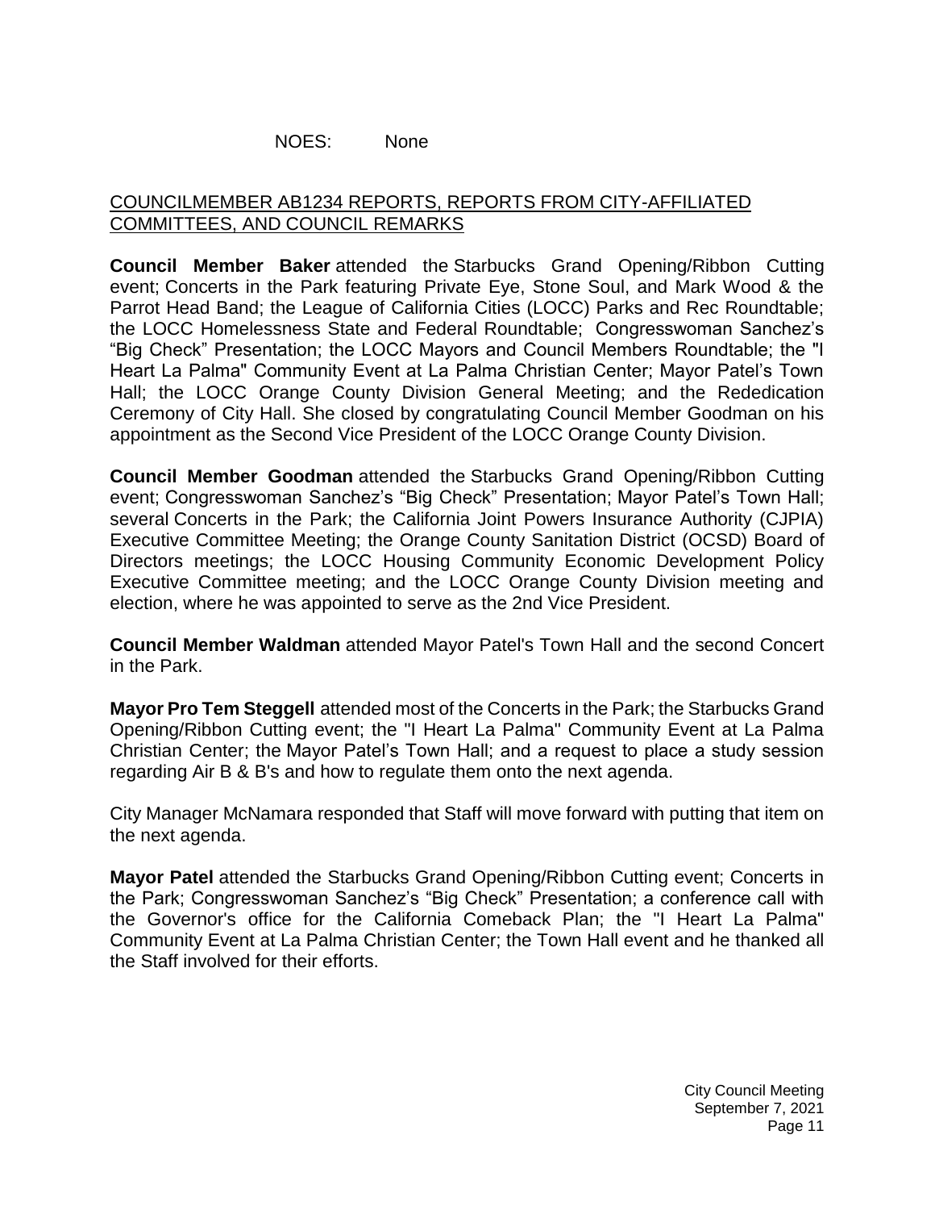NOES: None

COUNCILMEMBER AB1234 REPORTS, REPORTS FROM CITY-AFFILIATED COMMITTEES, AND COUNCIL REMARKS

**Council Member Baker** attended the Starbucks Grand Opening/Ribbon Cutting event; Concerts in the Park featuring Private Eye, Stone Soul, and Mark Wood & the Parrot Head Band; the League of California Cities (LOCC) Parks and Rec Roundtable; the LOCC Homelessness State and Federal Roundtable; Congresswoman Sanchez's "Big Check" Presentation; the LOCC Mayors and Council Members Roundtable; the "I Heart La Palma" Community Event at La Palma Christian Center; Mayor Patel's Town Hall; the LOCC Orange County Division General Meeting; and the Rededication Ceremony of City Hall. She closed by congratulating Council Member Goodman on his appointment as the Second Vice President of the LOCC Orange County Division.

**Council Member Goodman** attended the Starbucks Grand Opening/Ribbon Cutting event; Congresswoman Sanchez's "Big Check" Presentation; Mayor Patel's Town Hall; several Concerts in the Park; the California Joint Powers Insurance Authority (CJPIA) Executive Committee Meeting; the Orange County Sanitation District (OCSD) Board of Directors meetings; the LOCC Housing Community Economic Development Policy Executive Committee meeting; and the LOCC Orange County Division meeting and election, where he was appointed to serve as the 2nd Vice President.

**Council Member Waldman** attended Mayor Patel's Town Hall and the second Concert in the Park.

**Mayor Pro Tem Steggell** attended most of the Concerts in the Park; the Starbucks Grand Opening/Ribbon Cutting event; the "I Heart La Palma" Community Event at La Palma Christian Center; the Mayor Patel's Town Hall; and a request to place a study session regarding Air B & B's and how to regulate them onto the next agenda.

City Manager McNamara responded that Staff will move forward with putting that item on the next agenda.

**Mayor Patel** attended the Starbucks Grand Opening/Ribbon Cutting event; Concerts in the Park; Congresswoman Sanchez's "Big Check" Presentation; a conference call with the Governor's office for the California Comeback Plan; the "I Heart La Palma" Community Event at La Palma Christian Center; the Town Hall event and he thanked all the Staff involved for their efforts.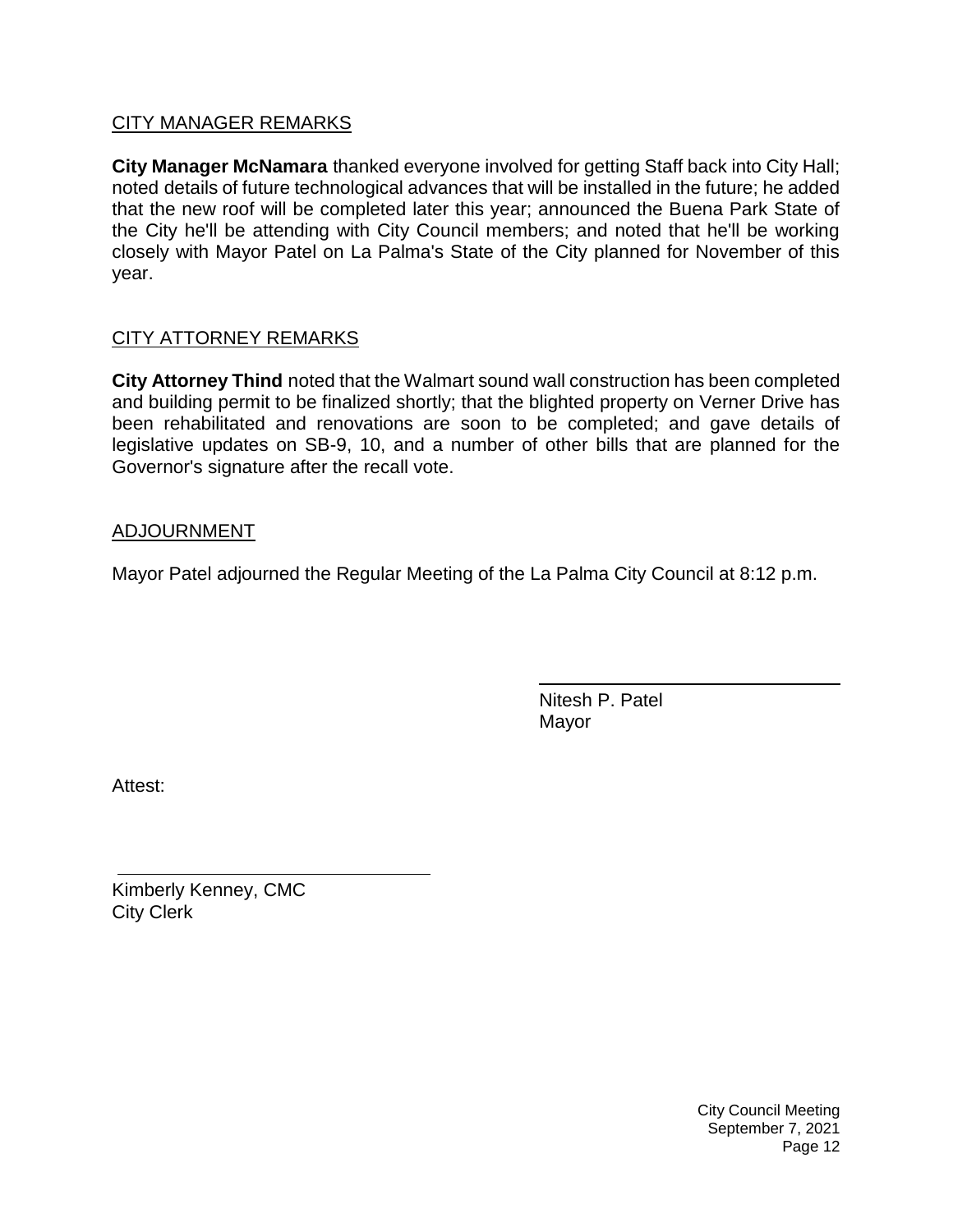## CITY MANAGER REMARKS

**City Manager McNamara** thanked everyone involved for getting Staff back into City Hall; noted details of future technological advances that will be installed in the future; he added that the new roof will be completed later this year; announced the Buena Park State of the City he'll be attending with City Council members; and noted that he'll be working closely with Mayor Patel on La Palma's State of the City planned for November of this year.

## CITY ATTORNEY REMARKS

**City Attorney Thind** noted that the Walmart sound wall construction has been completed and building permit to be finalized shortly; that the blighted property on Verner Drive has been rehabilitated and renovations are soon to be completed; and gave details of legislative updates on SB-9, 10, and a number of other bills that are planned for the Governor's signature after the recall vote.

## ADJOURNMENT

Mayor Patel adjourned the Regular Meeting of the La Palma City Council at 8:12 p.m.

Nitesh P. Patel
Mayor

Attest:

Kimberly Kenney, CMC
City Clerk